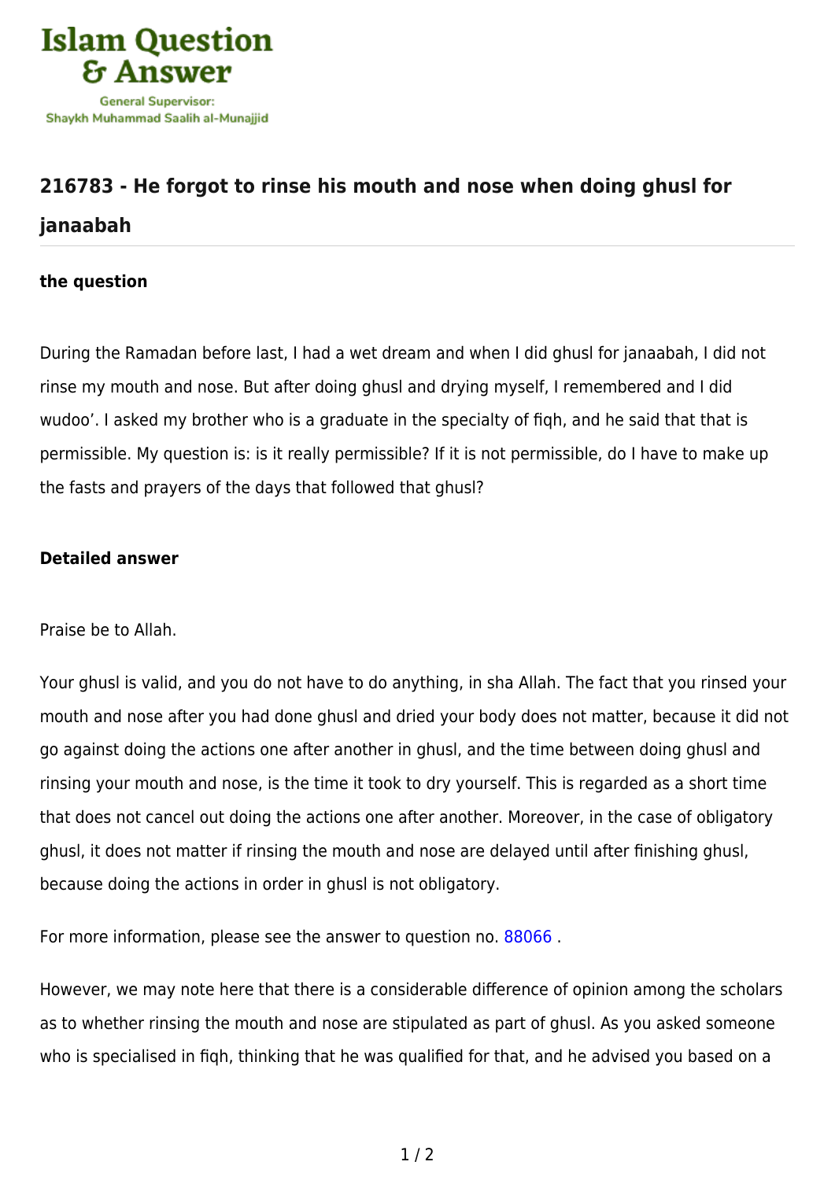# 216783 - He forgot to rinse his mouth and nose when doing ghusl for janaabah

### the question

During the Ramadan before last, I had a wet dream and when I did ghusl for janaabah, I did not rinse my mouth and nose. But after doing ghusl and drying myself, I remembered and I did wudoo'. I asked my brother who is a graduate in the specialty of fiqh, and he said that that is permissible. My question is: is it really permissible? If it is not permissible, do I have to make up the fasts and prayers of the days that followed that ghusl?

### Detailed answer

Praise be to Allah.

Your ghusl is valid, and you do not have to do anything, in sha Allah. The fact that you rinsed your mouth and nose after you had done ghusl and dried your body does not matter, because it did not go against doing the actions one after another in ghusl, and the time between doing ghusl and rinsing your mouth and nose, is the time it took to dry yourself. This is regarded as a short time that does not cancel out doing the actions one after another. Moreover, in the case of obligatory ghusl, it does not matter if rinsing the mouth and nose are delayed until after finishing ghusl, because doing the actions in order in ghusl is not obligatory.

For more information, please see the answer to question no. 88066 .

However, we may note here that there is a considerable difference of opinion among the scholars as to whether rinsing the mouth and nose are stipulated as part of ghusl. As you asked someone who is specialised in fiqh, thinking that he was qualified for that, and he advised you based on a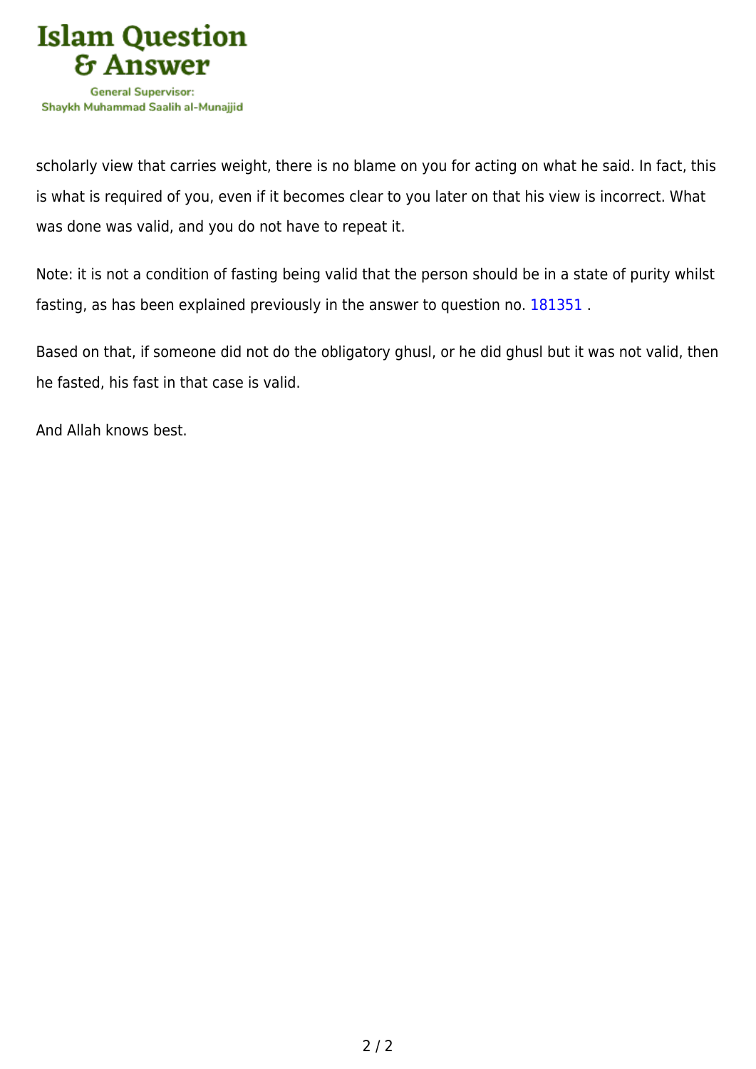scholarly view that carries weight, there is no blame on you for acting on what he said. In fact, this is what is required of you, even if it becomes clear to you later on that his view is incorrect. What was done was valid, and you do not have to repeat it.

Note: it is not a condition of fasting being valid that the person should be in a state of purity whilst fasting, as has been explained previously in the answer to question no. 181351 .

Based on that, if someone did not do the obligatory ghusl, or he did ghusl but it was not valid, then he fasted, his fast in that case is valid.

And Allah knows best.